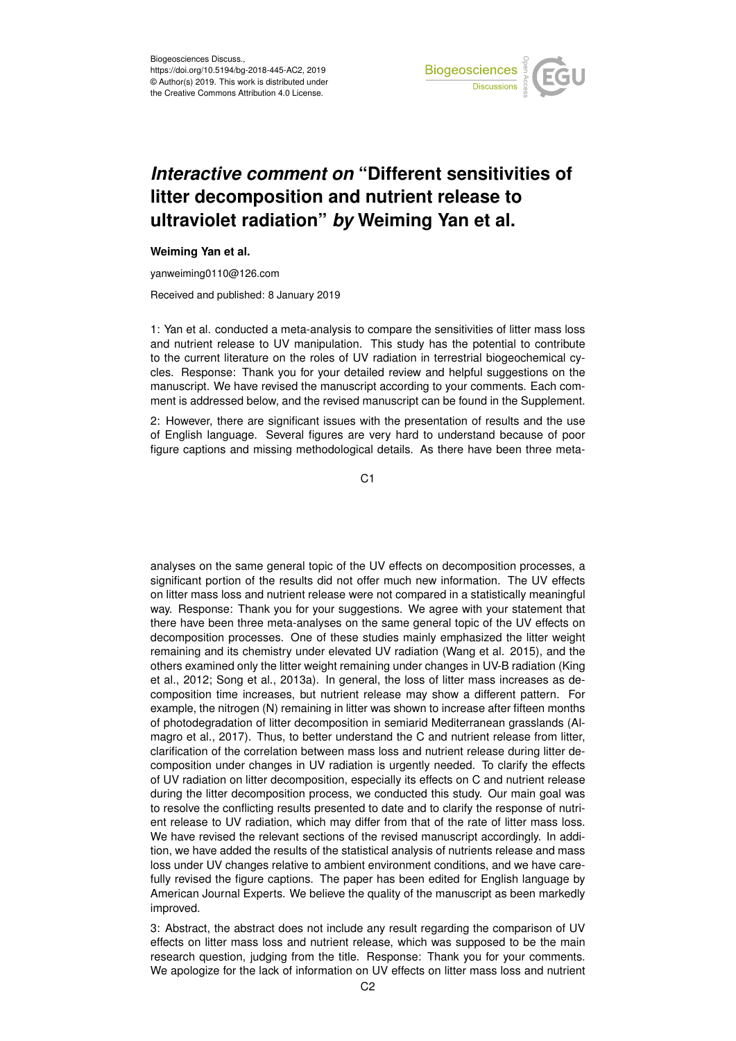Biogeosciences Discuss.,
https://doi.org/10.5194/bg-2018-445-AC2, 2019
© Author(s) 2019. This work is distributed under
the Creative Commons Attribution 4.0 License.

# *Interactive comment on* "Different sensitivities of litter decomposition and nutrient release to ultraviolet radiation" *by* Weiming Yan et al.

**Weiming Yan et al.**

yanweiming0110@126.com

Received and published: 8 January 2019

1: Yan et al. conducted a meta-analysis to compare the sensitivities of litter mass loss and nutrient release to UV manipulation. This study has the potential to contribute to the current literature on the roles of UV radiation in terrestrial biogeochemical cycles. Response: Thank you for your detailed review and helpful suggestions on the manuscript. We have revised the manuscript according to your comments. Each comment is addressed below, and the revised manuscript can be found in the Supplement.

2: However, there are significant issues with the presentation of results and the use of English language. Several figures are very hard to understand because of poor figure captions and missing methodological details. As there have been three meta-analyses on the same general topic of the UV effects on decomposition processes, a significant portion of the results did not offer much new information. The UV effects on litter mass loss and nutrient release were not compared in a statistically meaningful way. Response: Thank you for your suggestions. We agree with your statement that there have been three meta-analyses on the same general topic of the UV effects on decomposition processes. One of these studies mainly emphasized the litter weight remaining and its chemistry under elevated UV radiation (Wang et al. 2015), and the others examined only the litter weight remaining under changes in UV-B radiation (King et al., 2012; Song et al., 2013a). In general, the loss of litter mass increases as decomposition time increases, but nutrient release may show a different pattern. For example, the nitrogen (N) remaining in litter was shown to increase after fifteen months of photodegradation of litter decomposition in semiarid Mediterranean grasslands (Almagro et al., 2017). Thus, to better understand the C and nutrient release from litter, clarification of the correlation between mass loss and nutrient release during litter decomposition under changes in UV radiation is urgently needed. To clarify the effects of UV radiation on litter decomposition, especially its effects on C and nutrient release during the litter decomposition process, we conducted this study. Our main goal was to resolve the conflicting results presented to date and to clarify the response of nutrient release to UV radiation, which may differ from that of the rate of litter mass loss. We have revised the relevant sections of the revised manuscript accordingly. In addition, we have added the results of the statistical analysis of nutrients release and mass loss under UV changes relative to ambient environment conditions, and we have carefully revised the figure captions. The paper has been edited for English language by American Journal Experts. We believe the quality of the manuscript as been markedly improved.

3: Abstract, the abstract does not include any result regarding the comparison of UV effects on litter mass loss and nutrient release, which was supposed to be the main research question, judging from the title. Response: Thank you for your comments. We apologize for the lack of information on UV effects on litter mass loss and nutrient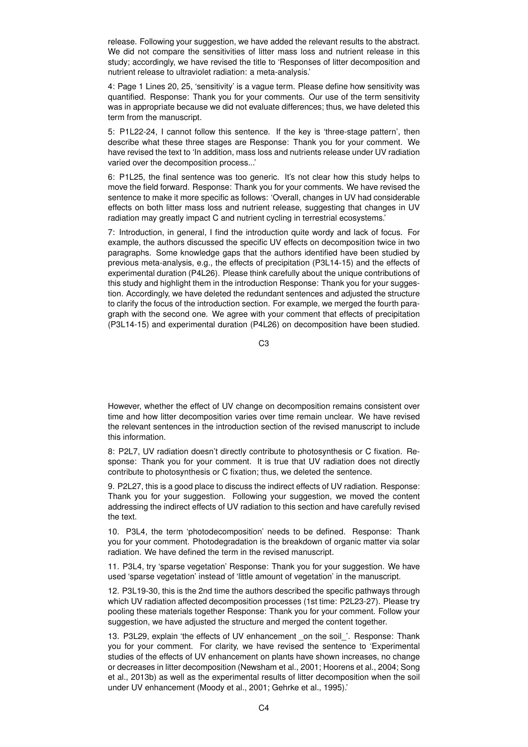release. Following your suggestion, we have added the relevant results to the abstract. We did not compare the sensitivities of litter mass loss and nutrient release in this study; accordingly, we have revised the title to 'Responses of litter decomposition and nutrient release to ultraviolet radiation: a meta-analysis.'

4: Page 1 Lines 20, 25, 'sensitivity' is a vague term. Please define how sensitivity was quantified. Response: Thank you for your comments. Our use of the term sensitivity was in appropriate because we did not evaluate differences; thus, we have deleted this term from the manuscript.

5: P1L22-24, I cannot follow this sentence. If the key is 'three-stage pattern', then describe what these three stages are Response: Thank you for your comment. We have revised the text to 'In addition, mass loss and nutrients release under UV radiation varied over the decomposition process...'

6: P1L25, the final sentence was too generic. It's not clear how this study helps to move the field forward. Response: Thank you for your comments. We have revised the sentence to make it more specific as follows: 'Overall, changes in UV had considerable effects on both litter mass loss and nutrient release, suggesting that changes in UV radiation may greatly impact C and nutrient cycling in terrestrial ecosystems.'

7: Introduction, in general, I find the introduction quite wordy and lack of focus. For example, the authors discussed the specific UV effects on decomposition twice in two paragraphs. Some knowledge gaps that the authors identified have been studied by previous meta-analysis, e.g., the effects of precipitation (P3L14-15) and the effects of experimental duration (P4L26). Please think carefully about the unique contributions of this study and highlight them in the introduction Response: Thank you for your suggestion. Accordingly, we have deleted the redundant sentences and adjusted the structure to clarify the focus of the introduction section. For example, we merged the fourth paragraph with the second one. We agree with your comment that effects of precipitation (P3L14-15) and experimental duration (P4L26) on decomposition have been studied. However, whether the effect of UV change on decomposition remains consistent over time and how litter decomposition varies over time remain unclear. We have revised the relevant sentences in the introduction section of the revised manuscript to include this information.

8: P2L7, UV radiation doesn't directly contribute to photosynthesis or C fixation. Response: Thank you for your comment. It is true that UV radiation does not directly contribute to photosynthesis or C fixation; thus, we deleted the sentence.

9. P2L27, this is a good place to discuss the indirect effects of UV radiation. Response: Thank you for your suggestion. Following your suggestion, we moved the content addressing the indirect effects of UV radiation to this section and have carefully revised the text.

10. P3L4, the term 'photodecomposition' needs to be defined. Response: Thank you for your comment. Photodegradation is the breakdown of organic matter via solar radiation. We have defined the term in the revised manuscript.

11. P3L4, try 'sparse vegetation' Response: Thank you for your suggestion. We have used 'sparse vegetation' instead of 'little amount of vegetation' in the manuscript.

12. P3L19-30, this is the 2nd time the authors described the specific pathways through which UV radiation affected decomposition processes (1st time: P2L23-27). Please try pooling these materials together Response: Thank you for your comment. Follow your suggestion, we have adjusted the structure and merged the content together.

13. P3L29, explain 'the effects of UV enhancement _on the soil_'. Response: Thank you for your comment. For clarity, we have revised the sentence to 'Experimental studies of the effects of UV enhancement on plants have shown increases, no change or decreases in litter decomposition (Newsham et al., 2001; Hoorens et al., 2004; Song et al., 2013b) as well as the experimental results of litter decomposition when the soil under UV enhancement (Moody et al., 2001; Gehrke et al., 1995).'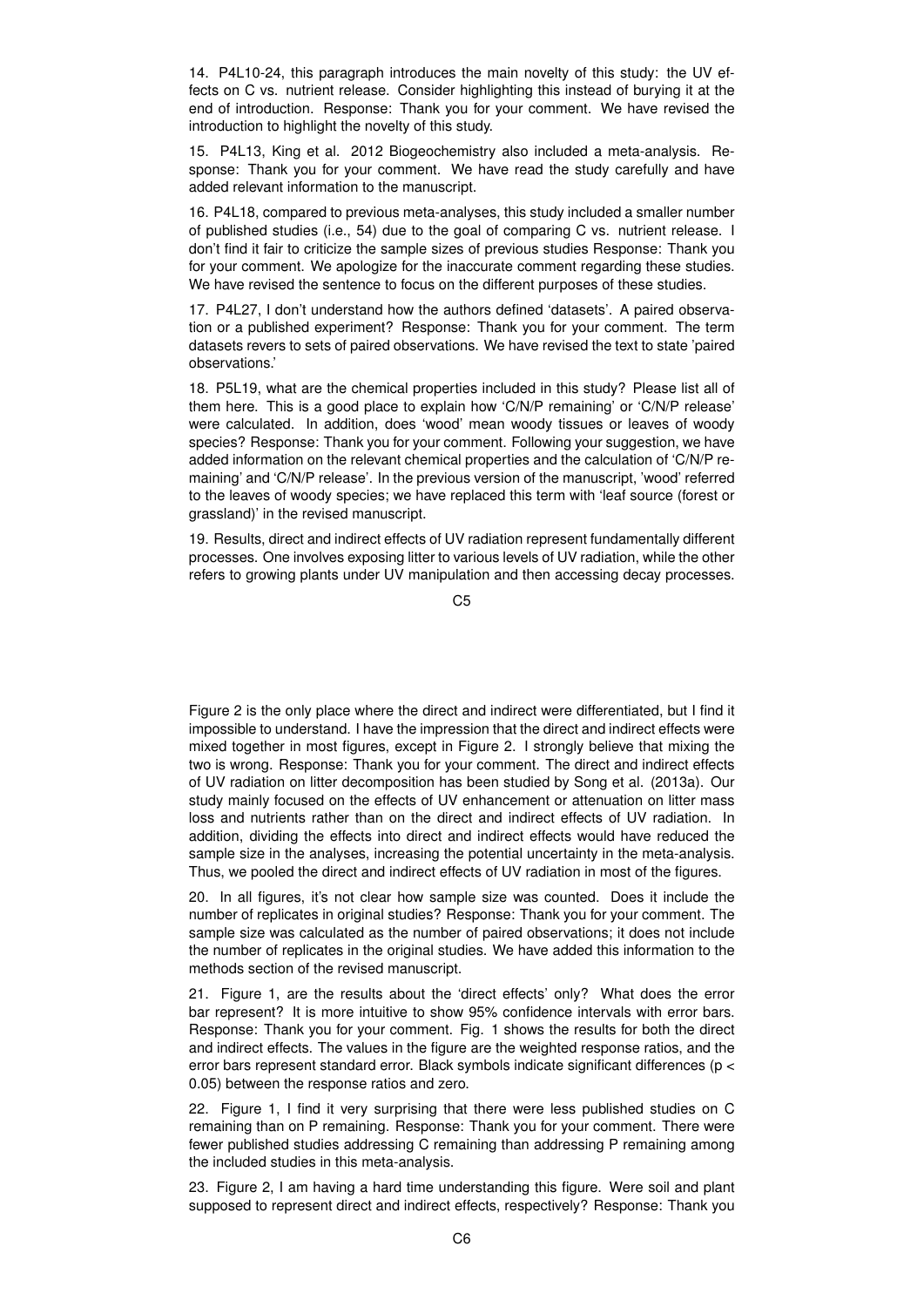14. P4L10-24, this paragraph introduces the main novelty of this study: the UV effects on C vs. nutrient release. Consider highlighting this instead of burying it at the end of introduction. Response: Thank you for your comment. We have revised the introduction to highlight the novelty of this study.

15. P4L13, King et al. 2012 Biogeochemistry also included a meta-analysis. Response: Thank you for your comment. We have read the study carefully and have added relevant information to the manuscript.

16. P4L18, compared to previous meta-analyses, this study included a smaller number of published studies (i.e., 54) due to the goal of comparing C vs. nutrient release. I don't find it fair to criticize the sample sizes of previous studies Response: Thank you for your comment. We apologize for the inaccurate comment regarding these studies. We have revised the sentence to focus on the different purposes of these studies.

17. P4L27, I don't understand how the authors defined 'datasets'. A paired observation or a published experiment? Response: Thank you for your comment. The term datasets revers to sets of paired observations. We have revised the text to state 'paired observations.'

18. P5L19, what are the chemical properties included in this study? Please list all of them here. This is a good place to explain how 'C/N/P remaining' or 'C/N/P release' were calculated. In addition, does 'wood' mean woody tissues or leaves of woody species? Response: Thank you for your comment. Following your suggestion, we have added information on the relevant chemical properties and the calculation of 'C/N/P remaining' and 'C/N/P release'. In the previous version of the manuscript, 'wood' referred to the leaves of woody species; we have replaced this term with 'leaf source (forest or grassland)' in the revised manuscript.

19. Results, direct and indirect effects of UV radiation represent fundamentally different processes. One involves exposing litter to various levels of UV radiation, while the other refers to growing plants under UV manipulation and then accessing decay processes. Figure 2 is the only place where the direct and indirect were differentiated, but I find it impossible to understand. I have the impression that the direct and indirect effects were mixed together in most figures, except in Figure 2. I strongly believe that mixing the two is wrong. Response: Thank you for your comment. The direct and indirect effects of UV radiation on litter decomposition has been studied by Song et al. (2013a). Our study mainly focused on the effects of UV enhancement or attenuation on litter mass loss and nutrients rather than on the direct and indirect effects of UV radiation. In addition, dividing the effects into direct and indirect effects would have reduced the sample size in the analyses, increasing the potential uncertainty in the meta-analysis. Thus, we pooled the direct and indirect effects of UV radiation in most of the figures.

20. In all figures, it's not clear how sample size was counted. Does it include the number of replicates in original studies? Response: Thank you for your comment. The sample size was calculated as the number of paired observations; it does not include the number of replicates in the original studies. We have added this information to the methods section of the revised manuscript.

21. Figure 1, are the results about the 'direct effects' only? What does the error bar represent? It is more intuitive to show 95% confidence intervals with error bars. Response: Thank you for your comment. Fig. 1 shows the results for both the direct and indirect effects. The values in the figure are the weighted response ratios, and the error bars represent standard error. Black symbols indicate significant differences ($p < 0.05$) between the response ratios and zero.

22. Figure 1, I find it very surprising that there were less published studies on C remaining than on P remaining. Response: Thank you for your comment. There were fewer published studies addressing C remaining than addressing P remaining among the included studies in this meta-analysis.

23. Figure 2, I am having a hard time understanding this figure. Were soil and plant supposed to represent direct and indirect effects, respectively? Response: Thank you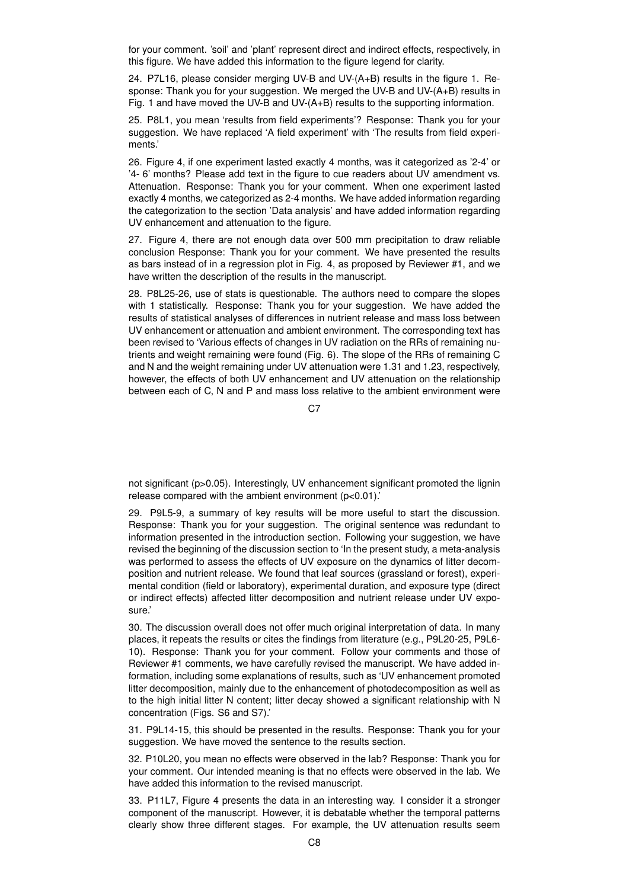for your comment. 'soil' and 'plant' represent direct and indirect effects, respectively, in this figure. We have added this information to the figure legend for clarity.

24. P7L16, please consider merging UV-B and UV-(A+B) results in the figure 1. Response: Thank you for your suggestion. We merged the UV-B and UV-(A+B) results in Fig. 1 and have moved the UV-B and UV-(A+B) results to the supporting information.

25. P8L1, you mean 'results from field experiments'? Response: Thank you for your suggestion. We have replaced 'A field experiment' with 'The results from field experiments.'

26. Figure 4, if one experiment lasted exactly 4 months, was it categorized as '2-4' or '4- 6' months? Please add text in the figure to cue readers about UV amendment vs. Attenuation. Response: Thank you for your comment. When one experiment lasted exactly 4 months, we categorized as 2-4 months. We have added information regarding the categorization to the section 'Data analysis' and have added information regarding UV enhancement and attenuation to the figure.

27. Figure 4, there are not enough data over 500 mm precipitation to draw reliable conclusion Response: Thank you for your comment. We have presented the results as bars instead of in a regression plot in Fig. 4, as proposed by Reviewer #1, and we have written the description of the results in the manuscript.

28. P8L25-26, use of stats is questionable. The authors need to compare the slopes with 1 statistically. Response: Thank you for your suggestion. We have added the results of statistical analyses of differences in nutrient release and mass loss between UV enhancement or attenuation and ambient environment. The corresponding text has been revised to 'Various effects of changes in UV radiation on the RRs of remaining nutrients and weight remaining were found (Fig. 6). The slope of the RRs of remaining C and N and the weight remaining under UV attenuation were 1.31 and 1.23, respectively, however, the effects of both UV enhancement and UV attenuation on the relationship between each of C, N and P and mass loss relative to the ambient environment were not significant ($p>0.05$). Interestingly, UV enhancement significant promoted the lignin release compared with the ambient environment ($p<0.01$).'

29. P9L5-9, a summary of key results will be more useful to start the discussion. Response: Thank you for your suggestion. The original sentence was redundant to information presented in the introduction section. Following your suggestion, we have revised the beginning of the discussion section to 'In the present study, a meta-analysis was performed to assess the effects of UV exposure on the dynamics of litter decomposition and nutrient release. We found that leaf sources (grassland or forest), experimental condition (field or laboratory), experimental duration, and exposure type (direct or indirect effects) affected litter decomposition and nutrient release under UV exposure.'

30. The discussion overall does not offer much original interpretation of data. In many places, it repeats the results or cites the findings from literature (e.g., P9L20-25, P9L6-10). Response: Thank you for your comment. Follow your comments and those of Reviewer #1 comments, we have carefully revised the manuscript. We have added information, including some explanations of results, such as 'UV enhancement promoted litter decomposition, mainly due to the enhancement of photodecomposition as well as to the high initial litter N content; litter decay showed a significant relationship with N concentration (Figs. S6 and S7).'

31. P9L14-15, this should be presented in the results. Response: Thank you for your suggestion. We have moved the sentence to the results section.

32. P10L20, you mean no effects were observed in the lab? Response: Thank you for your comment. Our intended meaning is that no effects were observed in the lab. We have added this information to the revised manuscript.

33. P11L7, Figure 4 presents the data in an interesting way. I consider it a stronger component of the manuscript. However, it is debatable whether the temporal patterns clearly show three different stages. For example, the UV attenuation results seem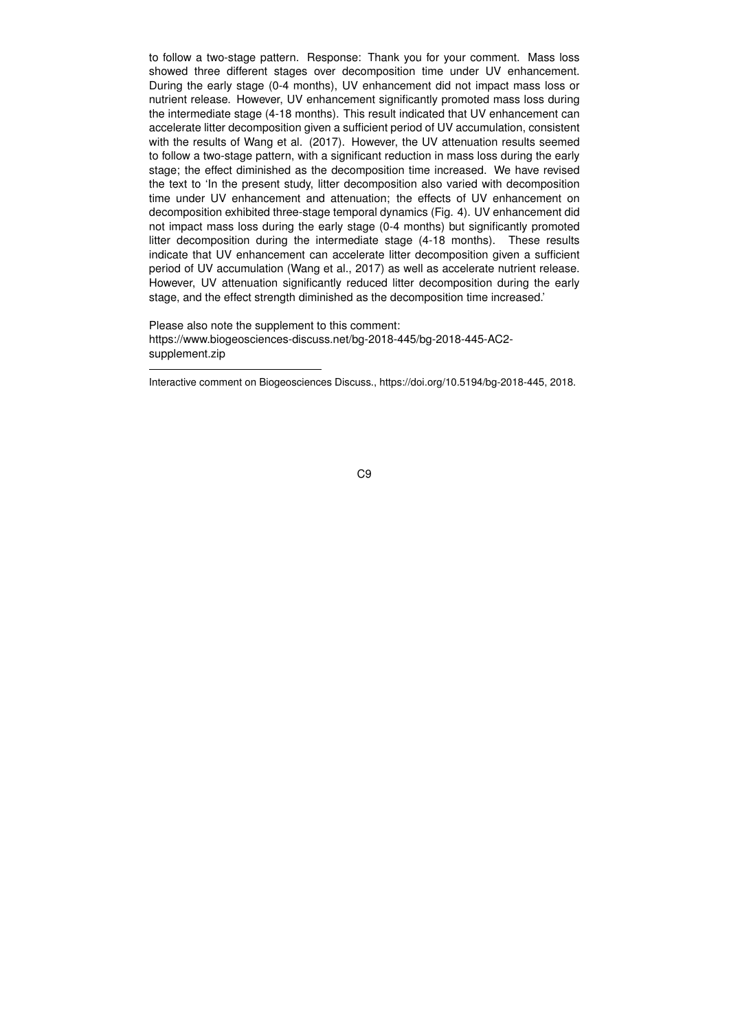to follow a two-stage pattern. Response: Thank you for your comment. Mass loss showed three different stages over decomposition time under UV enhancement. During the early stage (0-4 months), UV enhancement did not impact mass loss or nutrient release. However, UV enhancement significantly promoted mass loss during the intermediate stage (4-18 months). This result indicated that UV enhancement can accelerate litter decomposition given a sufficient period of UV accumulation, consistent with the results of Wang et al. (2017). However, the UV attenuation results seemed to follow a two-stage pattern, with a significant reduction in mass loss during the early stage; the effect diminished as the decomposition time increased. We have revised the text to 'In the present study, litter decomposition also varied with decomposition time under UV enhancement and attenuation; the effects of UV enhancement on decomposition exhibited three-stage temporal dynamics (Fig. 4). UV enhancement did not impact mass loss during the early stage (0-4 months) but significantly promoted litter decomposition during the intermediate stage (4-18 months). These results indicate that UV enhancement can accelerate litter decomposition given a sufficient period of UV accumulation (Wang et al., 2017) as well as accelerate nutrient release. However, UV attenuation significantly reduced litter decomposition during the early stage, and the effect strength diminished as the decomposition time increased.'

Please also note the supplement to this comment:
https://www.biogeosciences-discuss.net/bg-2018-445/bg-2018-445-AC2-supplement.zip

---

Interactive comment on Biogeosciences Discuss., https://doi.org/10.5194/bg-2018-445, 2018.